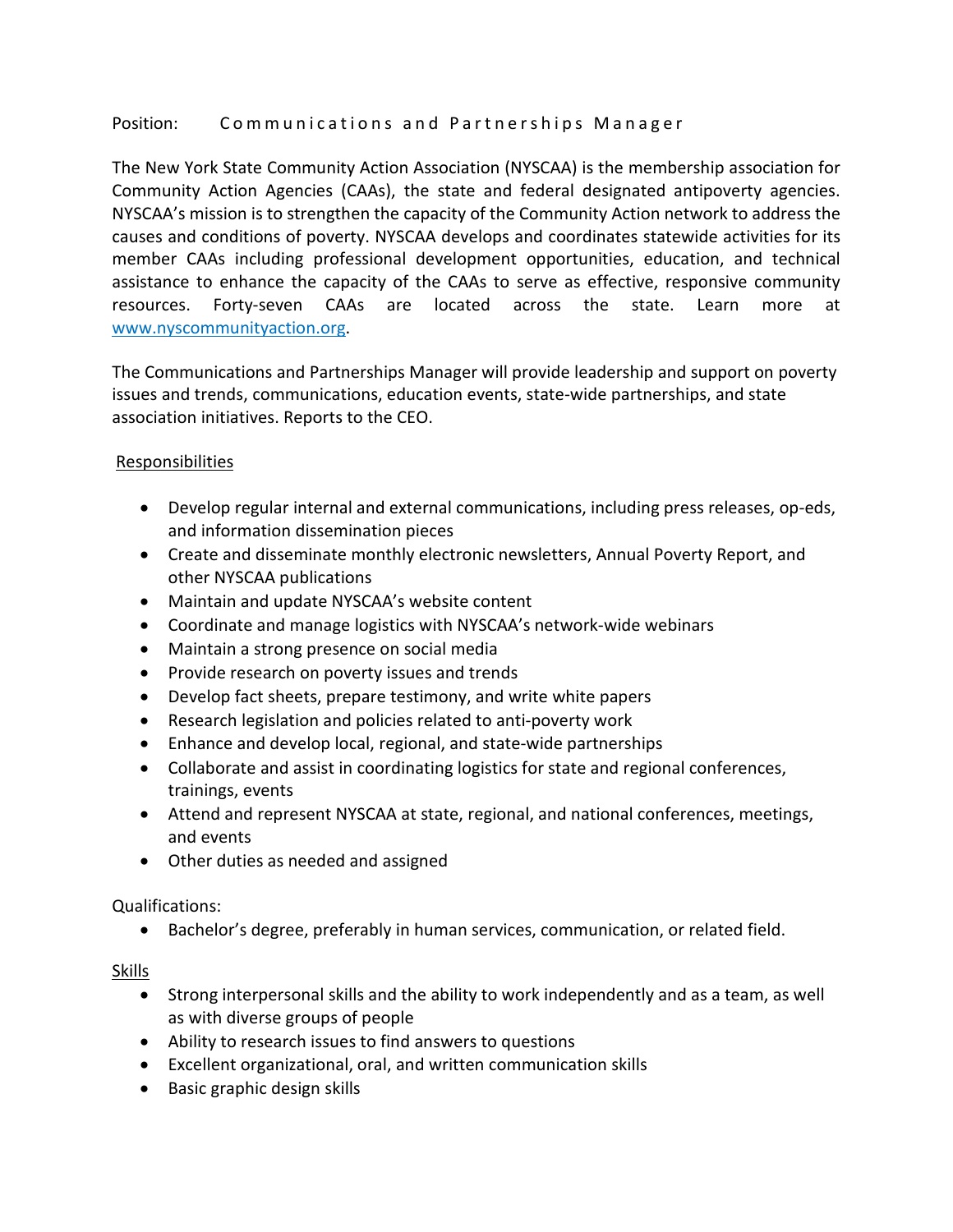Position: Communications and Partnerships Manager

The New York State Community Action Association (NYSCAA) is the membership association for Community Action Agencies (CAAs), the state and federal designated antipoverty agencies. NYSCAA's mission is to strengthen the capacity of the Community Action network to address the causes and conditions of poverty. NYSCAA develops and coordinates statewide activities for its member CAAs including professional development opportunities, education, and technical assistance to enhance the capacity of the CAAs to serve as effective, responsive community resources. Forty-seven CAAs are located across the state. Learn more at [www.nyscommunityaction.org](http://www.nyscommunityaction.org).

The Communications and Partnerships Manager will provide leadership and support on poverty issues and trends, communications, education events, state-wide partnerships, and state association initiatives. Reports to the CEO.

Responsibilities

- Develop regular internal and external communications, including press releases, op-eds, and information dissemination pieces
- Create and disseminate monthly electronic newsletters, Annual Poverty Report, and other NYSCAA publications
- Maintain and update NYSCAA's website content
- Coordinate and manage logistics with NYSCAA's network-wide webinars
- Maintain a strong presence on social media
- Provide research on poverty issues and trends
- Develop fact sheets, prepare testimony, and write white papers
- Research legislation and policies related to anti-poverty work
- Enhance and develop local, regional, and state-wide partnerships
- Collaborate and assist in coordinating logistics for state and regional conferences, trainings, events
- Attend and represent NYSCAA at state, regional, and national conferences, meetings, and events
- Other duties as needed and assigned

Qualifications:

- Bachelor's degree, preferably in human services, communication, or related field.

Skills

- Strong interpersonal skills and the ability to work independently and as a team, as well as with diverse groups of people
- Ability to research issues to find answers to questions
- Excellent organizational, oral, and written communication skills
- Basic graphic design skills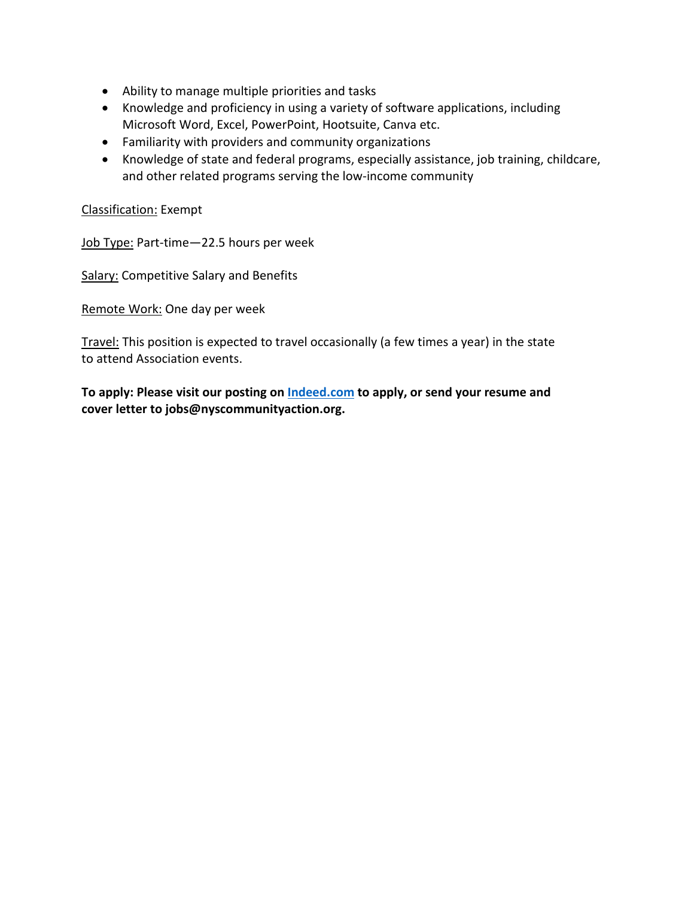- Ability to manage multiple priorities and tasks
- Knowledge and proficiency in using a variety of software applications, including Microsoft Word, Excel, PowerPoint, Hootsuite, Canva etc.
- Familiarity with providers and community organizations
- Knowledge of state and federal programs, especially assistance, job training, childcare, and other related programs serving the low-income community

<u>Classification:</u> Exempt

<u>Job Type:</u> Part-time—22.5 hours per week

<u>Salary:</u> Competitive Salary and Benefits

<u>Remote Work:</u> One day per week

<u>Travel:</u> This position is expected to travel occasionally (a few times a year) in the state to attend Association events.

**To apply: Please visit our posting on [Indeed.com](Indeed.com) to apply, or send your resume and cover letter to jobs@nyscommunityaction.org.**